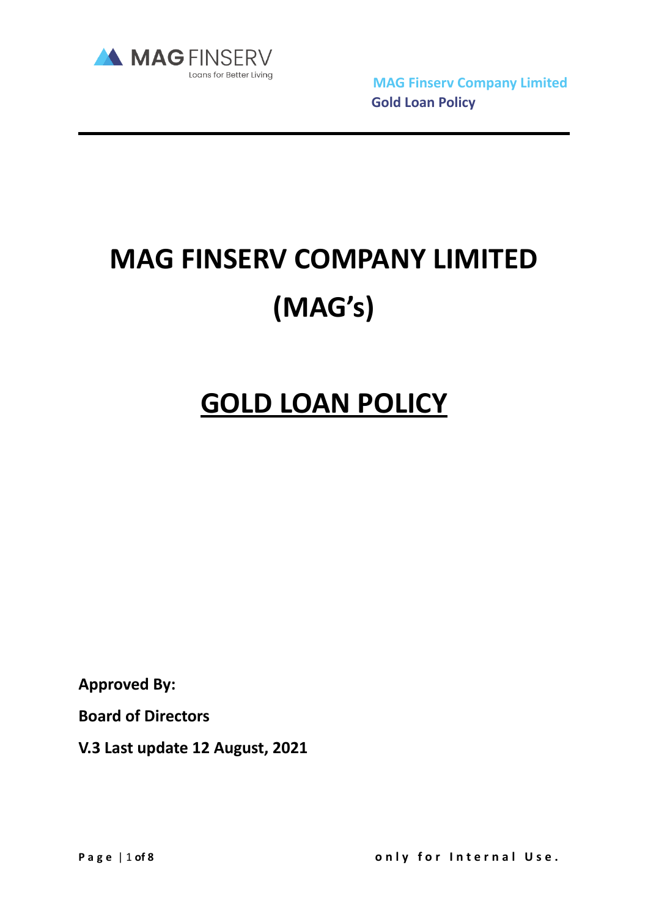# MAG FINSERV COMPANY LIMITED (MAG's)

# GOLD LOAN POLICY

**Approved By:**

**Board of Directors**

**V.3 Last update 12 August, 2021**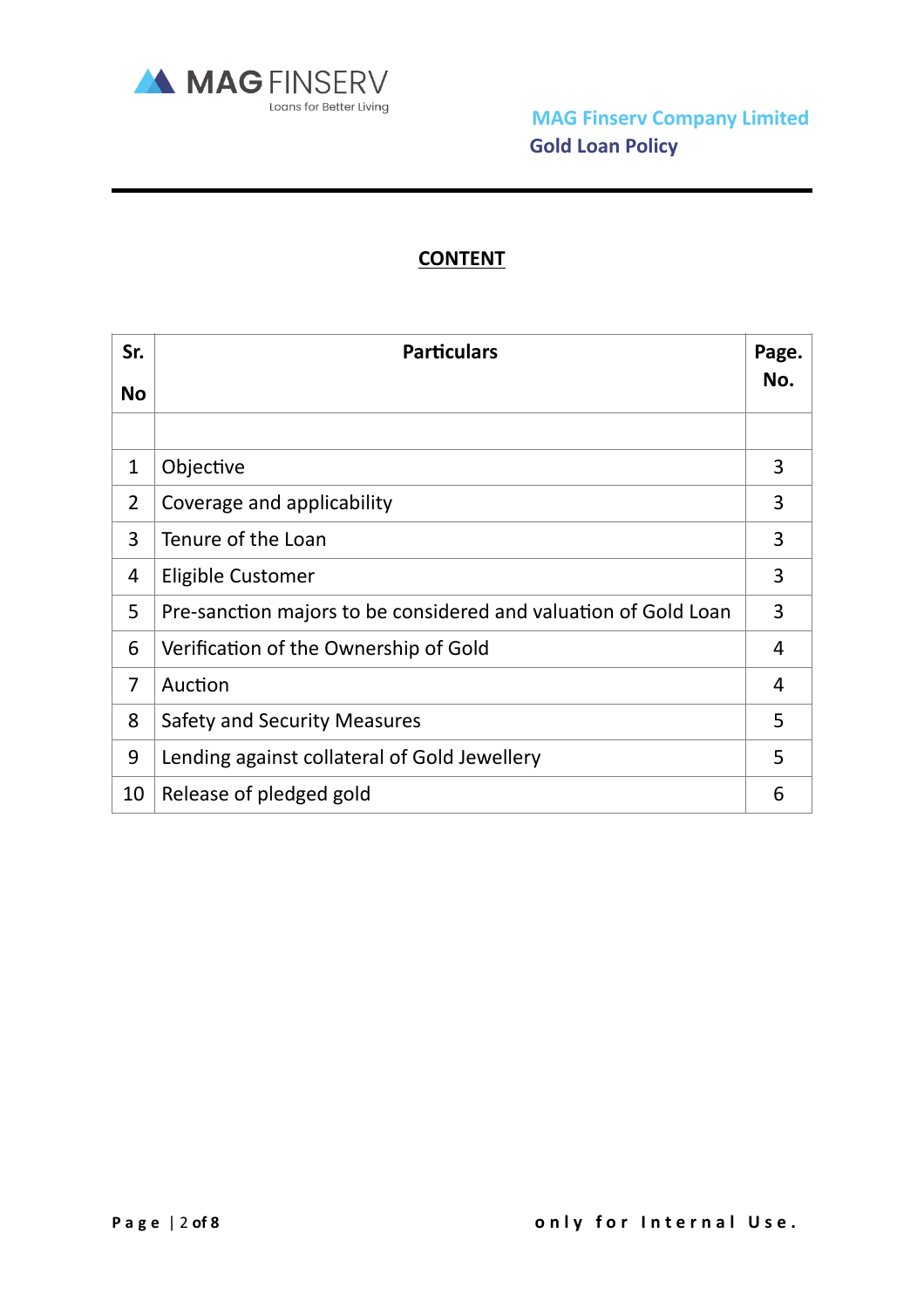## CONTENT

| Sr. No | Particulars | Page. No. |
|---|---|---|
| | | |
| 1 | Objective | 3 |
| 2 | Coverage and applicability | 3 |
| 3 | Tenure of the Loan | 3 |
| 4 | Eligible Customer | 3 |
| 5 | Pre-sanction majors to be considered and valuation of Gold Loan | 3 |
| 6 | Verification of the Ownership of Gold | 4 |
| 7 | Auction | 4 |
| 8 | Safety and Security Measures | 5 |
| 9 | Lending against collateral of Gold Jewellery | 5 |
| 10 | Release of pledged gold | 6 |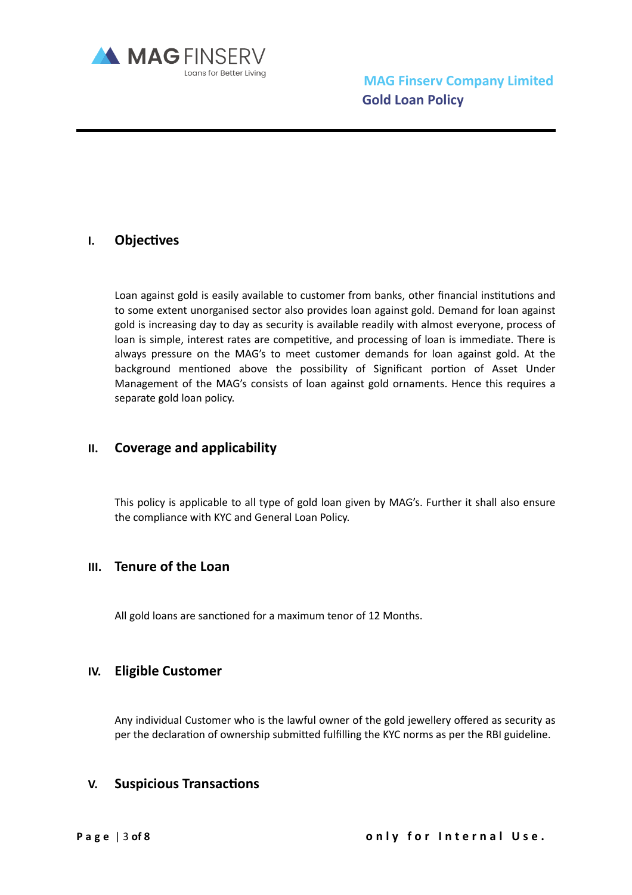## I. Objectives

Loan against gold is easily available to customer from banks, other financial institutions and to some extent unorganised sector also provides loan against gold. Demand for loan against gold is increasing day to day as security is available readily with almost everyone, process of loan is simple, interest rates are competitive, and processing of loan is immediate. There is always pressure on the MAG's to meet customer demands for loan against gold. At the background mentioned above the possibility of Significant portion of Asset Under Management of the MAG's consists of loan against gold ornaments. Hence this requires a separate gold loan policy.

## II. Coverage and applicability

This policy is applicable to all type of gold loan given by MAG's. Further it shall also ensure the compliance with KYC and General Loan Policy.

## III. Tenure of the Loan

All gold loans are sanctioned for a maximum tenor of 12 Months.

## IV. Eligible Customer

Any individual Customer who is the lawful owner of the gold jewellery offered as security as per the declaration of ownership submitted fulfilling the KYC norms as per the RBI guideline.

## V. Suspicious Transactions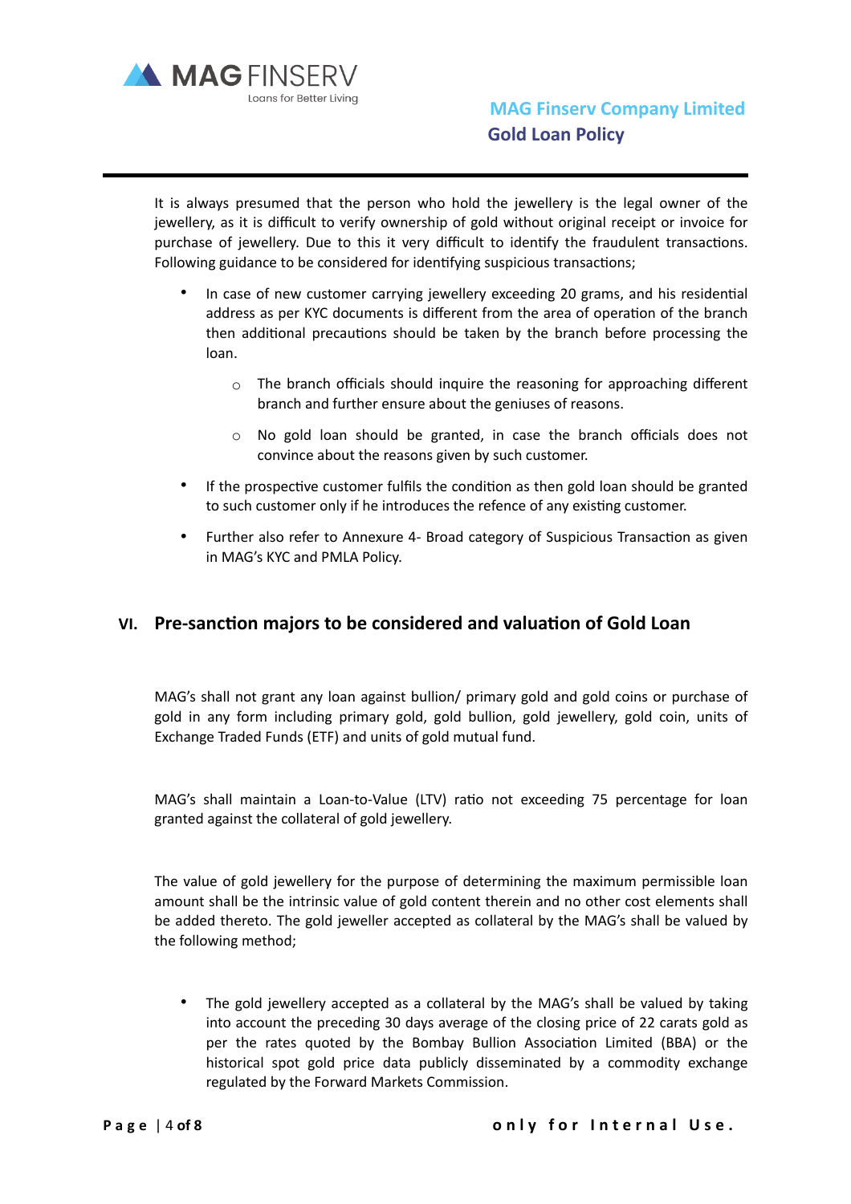It is always presumed that the person who hold the jewellery is the legal owner of the jewellery, as it is difficult to verify ownership of gold without original receipt or invoice for purchase of jewellery. Due to this it very difficult to identify the fraudulent transactions. Following guidance to be considered for identifying suspicious transactions;

- In case of new customer carrying jewellery exceeding 20 grams, and his residential address as per KYC documents is different from the area of operation of the branch then additional precautions should be taken by the branch before processing the loan.
  - The branch officials should inquire the reasoning for approaching different branch and further ensure about the geniuses of reasons.
  - No gold loan should be granted, in case the branch officials does not convince about the reasons given by such customer.
- If the prospective customer fulfils the condition as then gold loan should be granted to such customer only if he introduces the refence of any existing customer.
- Further also refer to Annexure 4- Broad category of Suspicious Transaction as given in MAG's KYC and PMLA Policy.

## VI. Pre-sanction majors to be considered and valuation of Gold Loan

MAG's shall not grant any loan against bullion/ primary gold and gold coins or purchase of gold in any form including primary gold, gold bullion, gold jewellery, gold coin, units of Exchange Traded Funds (ETF) and units of gold mutual fund.

MAG's shall maintain a Loan-to-Value (LTV) ratio not exceeding 75 percentage for loan granted against the collateral of gold jewellery.

The value of gold jewellery for the purpose of determining the maximum permissible loan amount shall be the intrinsic value of gold content therein and no other cost elements shall be added thereto. The gold jeweller accepted as collateral by the MAG's shall be valued by the following method;

- The gold jewellery accepted as a collateral by the MAG's shall be valued by taking into account the preceding 30 days average of the closing price of 22 carats gold as per the rates quoted by the Bombay Bullion Association Limited (BBA) or the historical spot gold price data publicly disseminated by a commodity exchange regulated by the Forward Markets Commission.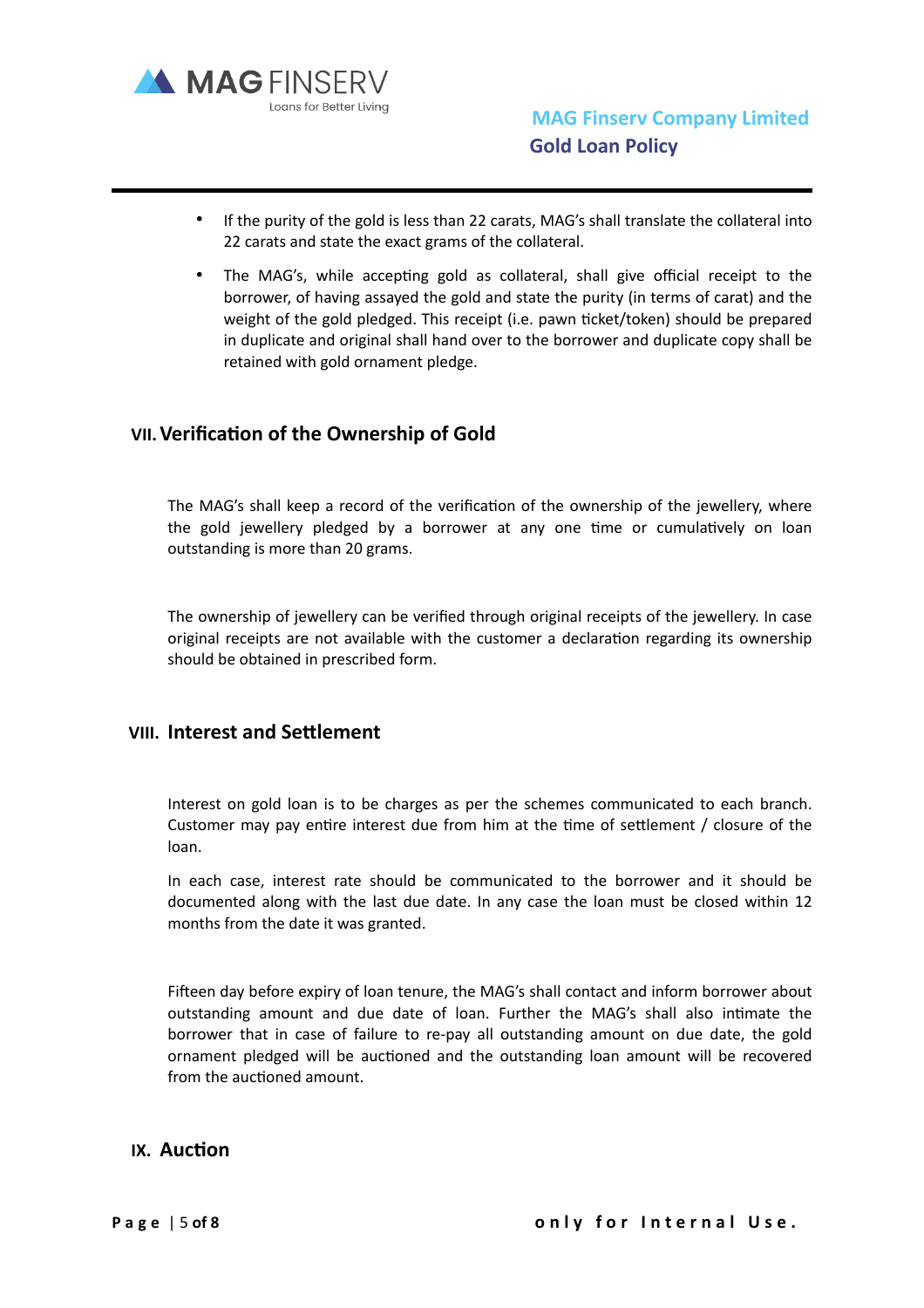- If the purity of the gold is less than 22 carats, MAG's shall translate the collateral into 22 carats and state the exact grams of the collateral.
- The MAG's, while accepting gold as collateral, shall give official receipt to the borrower, of having assayed the gold and state the purity (in terms of carat) and the weight of the gold pledged. This receipt (i.e. pawn ticket/token) should be prepared in duplicate and original shall hand over to the borrower and duplicate copy shall be retained with gold ornament pledge.

## VII. Verification of the Ownership of Gold

The MAG's shall keep a record of the verification of the ownership of the jewellery, where the gold jewellery pledged by a borrower at any one time or cumulatively on loan outstanding is more than 20 grams.

The ownership of jewellery can be verified through original receipts of the jewellery. In case original receipts are not available with the customer a declaration regarding its ownership should be obtained in prescribed form.

## VIII. Interest and Settlement

Interest on gold loan is to be charges as per the schemes communicated to each branch. Customer may pay entire interest due from him at the time of settlement / closure of the loan.

In each case, interest rate should be communicated to the borrower and it should be documented along with the last due date. In any case the loan must be closed within 12 months from the date it was granted.

Fifteen day before expiry of loan tenure, the MAG's shall contact and inform borrower about outstanding amount and due date of loan. Further the MAG's shall also intimate the borrower that in case of failure to re-pay all outstanding amount on due date, the gold ornament pledged will be auctioned and the outstanding loan amount will be recovered from the auctioned amount.

## IX. Auction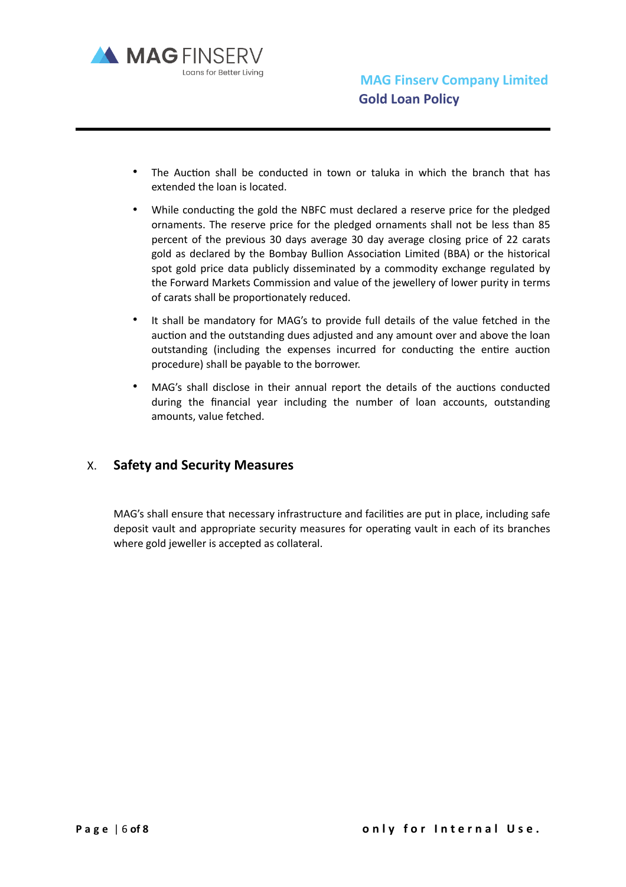- The Auction shall be conducted in town or taluka in which the branch that has extended the loan is located.
- While conducting the gold the NBFC must declared a reserve price for the pledged ornaments. The reserve price for the pledged ornaments shall not be less than 85 percent of the previous 30 days average 30 day average closing price of 22 carats gold as declared by the Bombay Bullion Association Limited (BBA) or the historical spot gold price data publicly disseminated by a commodity exchange regulated by the Forward Markets Commission and value of the jewellery of lower purity in terms of carats shall be proportionately reduced.
- It shall be mandatory for MAG's to provide full details of the value fetched in the auction and the outstanding dues adjusted and any amount over and above the loan outstanding (including the expenses incurred for conducting the entire auction procedure) shall be payable to the borrower.
- MAG's shall disclose in their annual report the details of the auctions conducted during the financial year including the number of loan accounts, outstanding amounts, value fetched.

## X. Safety and Security Measures

MAG's shall ensure that necessary infrastructure and facilities are put in place, including safe deposit vault and appropriate security measures for operating vault in each of its branches where gold jeweller is accepted as collateral.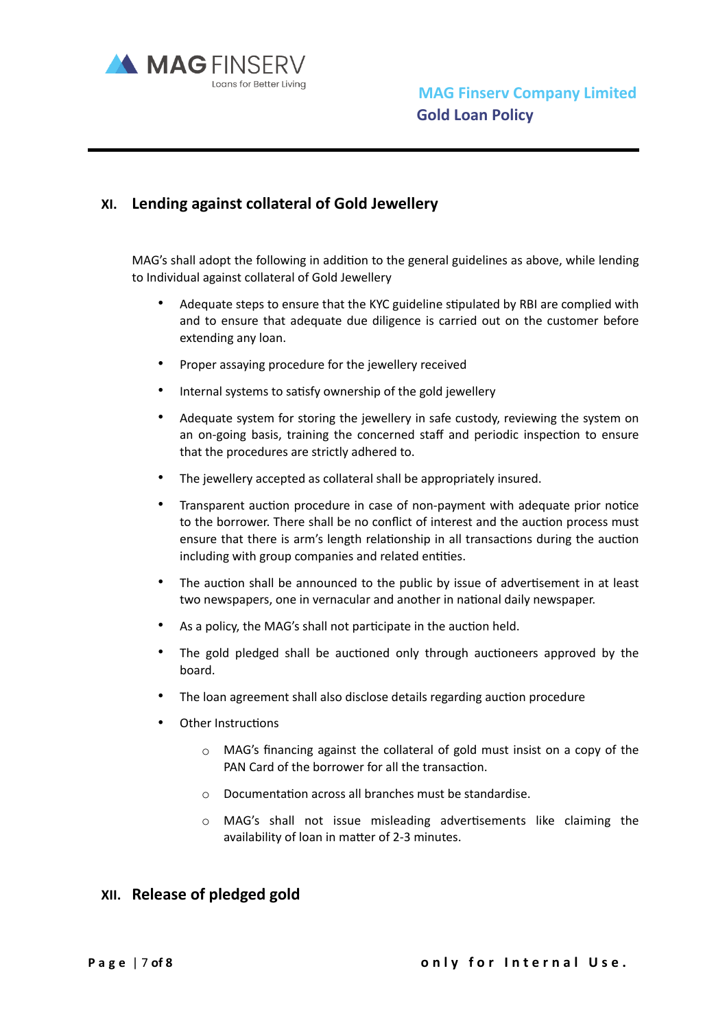## XI. Lending against collateral of Gold Jewellery

MAG's shall adopt the following in addition to the general guidelines as above, while lending to Individual against collateral of Gold Jewellery

- Adequate steps to ensure that the KYC guideline stipulated by RBI are complied with and to ensure that adequate due diligence is carried out on the customer before extending any loan.
- Proper assaying procedure for the jewellery received
- Internal systems to satisfy ownership of the gold jewellery
- Adequate system for storing the jewellery in safe custody, reviewing the system on an on-going basis, training the concerned staff and periodic inspection to ensure that the procedures are strictly adhered to.
- The jewellery accepted as collateral shall be appropriately insured.
- Transparent auction procedure in case of non-payment with adequate prior notice to the borrower. There shall be no conflict of interest and the auction process must ensure that there is arm's length relationship in all transactions during the auction including with group companies and related entities.
- The auction shall be announced to the public by issue of advertisement in at least two newspapers, one in vernacular and another in national daily newspaper.
- As a policy, the MAG's shall not participate in the auction held.
- The gold pledged shall be auctioned only through auctioneers approved by the board.
- The loan agreement shall also disclose details regarding auction procedure
- Other Instructions
  - MAG's financing against the collateral of gold must insist on a copy of the PAN Card of the borrower for all the transaction.
  - Documentation across all branches must be standardise.
  - MAG's shall not issue misleading advertisements like claiming the availability of loan in matter of 2-3 minutes.

## XII. Release of pledged gold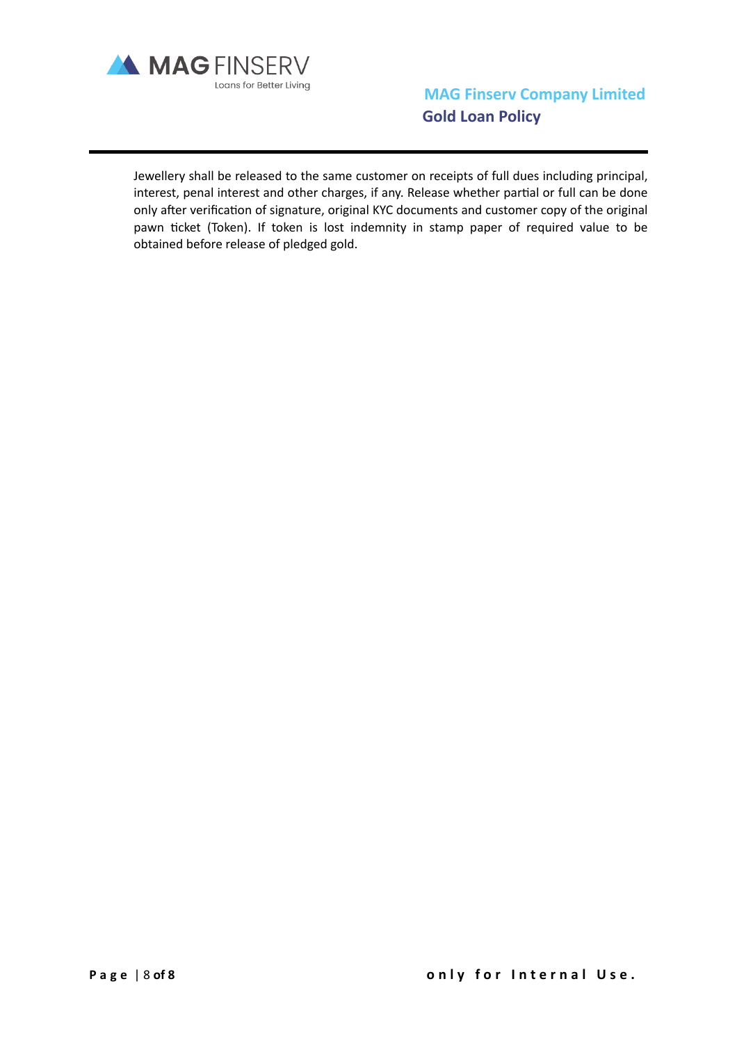Jewellery shall be released to the same customer on receipts of full dues including principal, interest, penal interest and other charges, if any. Release whether partial or full can be done only after verification of signature, original KYC documents and customer copy of the original pawn ticket (Token). If token is lost indemnity in stamp paper of required value to be obtained before release of pledged gold.